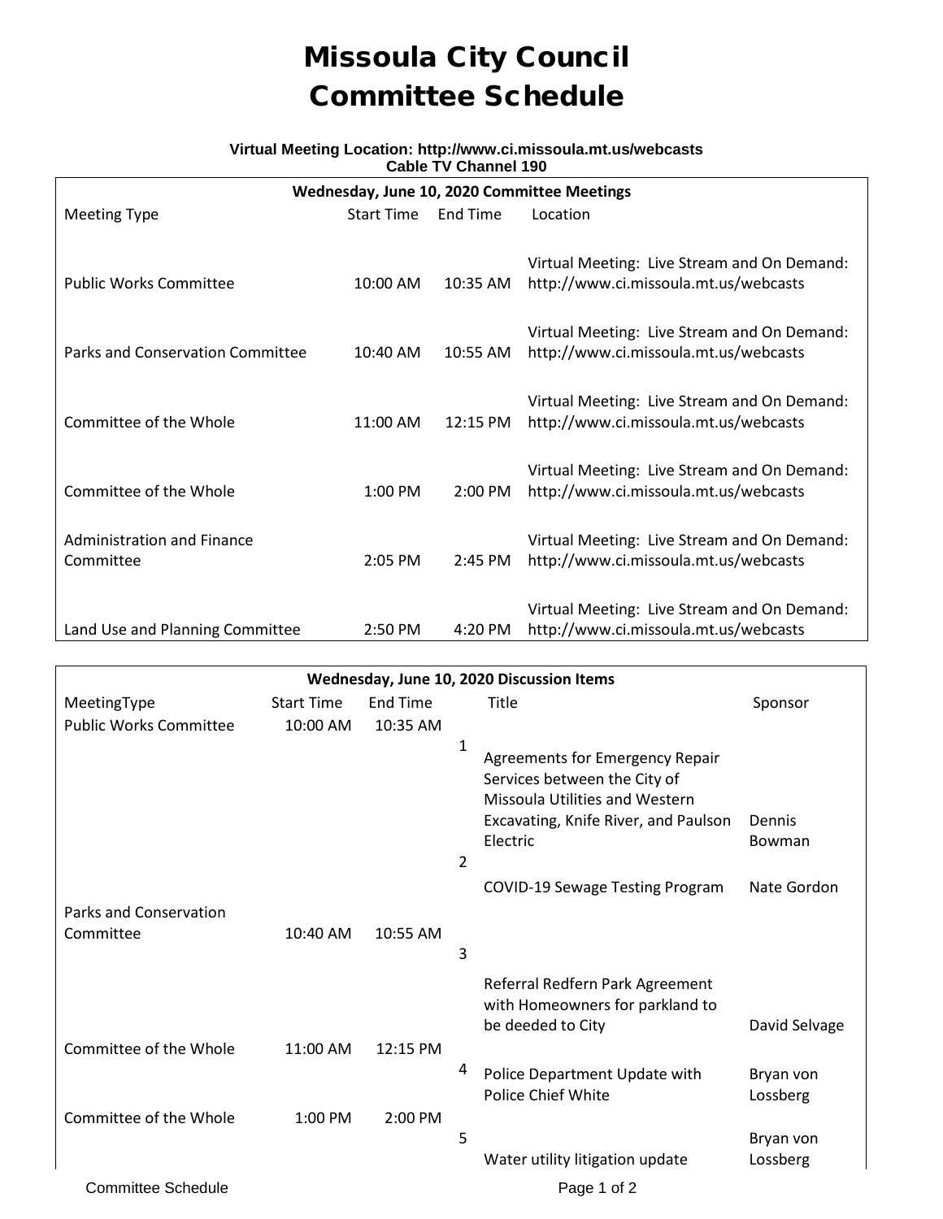# Missoula City Council
# Committee Schedule

**Virtual Meeting Location: http://www.ci.missoula.mt.us/webcasts**
**Cable TV Channel 190**

| Wednesday, June 10, 2020 Committee Meetings | | | |
|---|---|---|---|
| Meeting Type | Start Time | End Time | Location |
| Public Works Committee | 10:00 AM | 10:35 AM | Virtual Meeting: Live Stream and On Demand: http://www.ci.missoula.mt.us/webcasts |
| Parks and Conservation Committee | 10:40 AM | 10:55 AM | Virtual Meeting: Live Stream and On Demand: http://www.ci.missoula.mt.us/webcasts |
| Committee of the Whole | 11:00 AM | 12:15 PM | Virtual Meeting: Live Stream and On Demand: http://www.ci.missoula.mt.us/webcasts |
| Committee of the Whole | 1:00 PM | 2:00 PM | Virtual Meeting: Live Stream and On Demand: http://www.ci.missoula.mt.us/webcasts |
| Administration and Finance Committee | 2:05 PM | 2:45 PM | Virtual Meeting: Live Stream and On Demand: http://www.ci.missoula.mt.us/webcasts |
| Land Use and Planning Committee | 2:50 PM | 4:20 PM | Virtual Meeting: Live Stream and On Demand: http://www.ci.missoula.mt.us/webcasts |

| Wednesday, June 10, 2020 Discussion Items | | | | | |
|---|---|---|---|---|---|
| MeetingType | Start Time | End Time | | Title | Sponsor |
| Public Works Committee | 10:00 AM | 10:35 AM | | | |
| | | | 1 | Agreements for Emergency Repair Services between the City of Missoula Utilities and Western Excavating, Knife River, and Paulson Electric | Dennis Bowman |
| | | | 2 | COVID-19 Sewage Testing Program | Nate Gordon |
| Parks and Conservation Committee | 10:40 AM | 10:55 AM | | | |
| | | | 3 | Referral Redfern Park Agreement with Homeowners for parkland to be deeded to City | David Selvage |
| Committee of the Whole | 11:00 AM | 12:15 PM | | | |
| | | | 4 | Police Department Update with Police Chief White | Bryan von Lossberg |
| Committee of the Whole | 1:00 PM | 2:00 PM | | | |
| | | | 5 | Water utility litigation update | Bryan von Lossberg |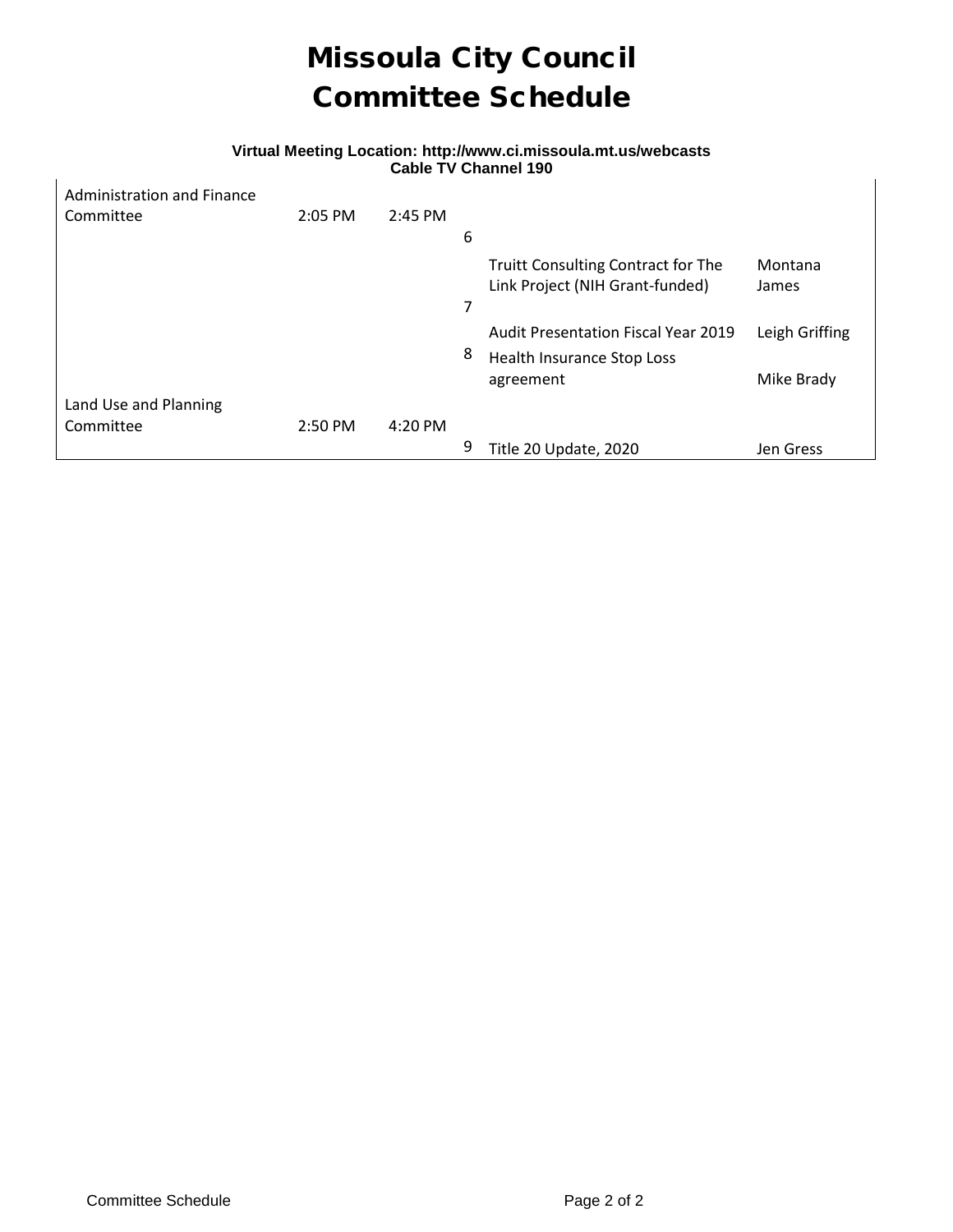# Missoula City Council
# Committee Schedule

**Virtual Meeting Location: http://www.ci.missoula.mt.us/webcasts**
**Cable TV Channel 190**

| | | | | | |
|---|---|---|---|---|---|
| Administration and Finance Committee | 2:05 PM | 2:45 PM | | | |
| | | | 6 | Truitt Consulting Contract for The Link Project (NIH Grant-funded) | Montana James |
| | | | 7 | Audit Presentation Fiscal Year 2019 | Leigh Griffing |
| | | | 8 | Health Insurance Stop Loss agreement | Mike Brady |
| Land Use and Planning Committee | 2:50 PM | 4:20 PM | | | |
| | | | 9 | Title 20 Update, 2020 | Jen Gress |